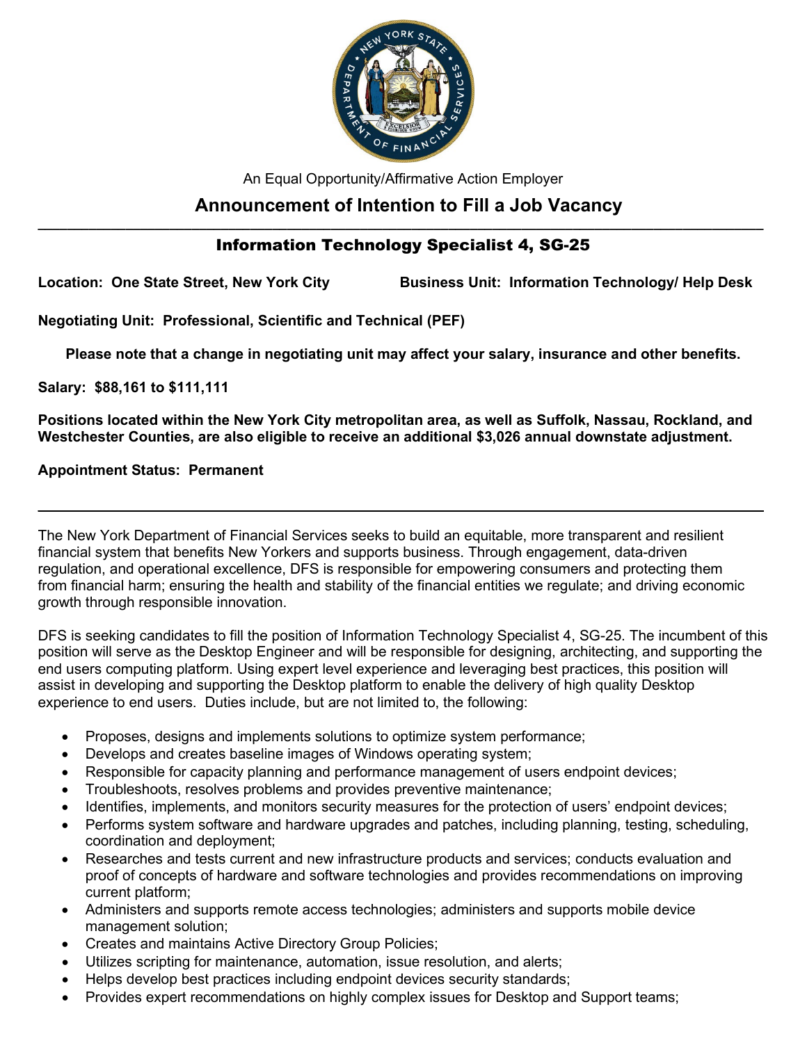An Equal Opportunity/Affirmative Action Employer

# Announcement of Intention to Fill a Job Vacancy

---

## Information Technology Specialist 4, SG-25

**Location: One State Street, New York City** **Business Unit: Information Technology/ Help Desk**

**Negotiating Unit: Professional, Scientific and Technical (PEF)**

**Please note that a change in negotiating unit may affect your salary, insurance and other benefits.**

**Salary: $88,161 to $111,111**

**Positions located within the New York City metropolitan area, as well as Suffolk, Nassau, Rockland, and Westchester Counties, are also eligible to receive an additional $3,026 annual downstate adjustment.**

**Appointment Status: Permanent**

---

The New York Department of Financial Services seeks to build an equitable, more transparent and resilient financial system that benefits New Yorkers and supports business. Through engagement, data-driven regulation, and operational excellence, DFS is responsible for empowering consumers and protecting them from financial harm; ensuring the health and stability of the financial entities we regulate; and driving economic growth through responsible innovation.

DFS is seeking candidates to fill the position of Information Technology Specialist 4, SG-25. The incumbent of this position will serve as the Desktop Engineer and will be responsible for designing, architecting, and supporting the end users computing platform. Using expert level experience and leveraging best practices, this position will assist in developing and supporting the Desktop platform to enable the delivery of high quality Desktop experience to end users. Duties include, but are not limited to, the following:

- Proposes, designs and implements solutions to optimize system performance;
- Develops and creates baseline images of Windows operating system;
- Responsible for capacity planning and performance management of users endpoint devices;
- Troubleshoots, resolves problems and provides preventive maintenance;
- Identifies, implements, and monitors security measures for the protection of users' endpoint devices;
- Performs system software and hardware upgrades and patches, including planning, testing, scheduling, coordination and deployment;
- Researches and tests current and new infrastructure products and services; conducts evaluation and proof of concepts of hardware and software technologies and provides recommendations on improving current platform;
- Administers and supports remote access technologies; administers and supports mobile device management solution;
- Creates and maintains Active Directory Group Policies;
- Utilizes scripting for maintenance, automation, issue resolution, and alerts;
- Helps develop best practices including endpoint devices security standards;
- Provides expert recommendations on highly complex issues for Desktop and Support teams;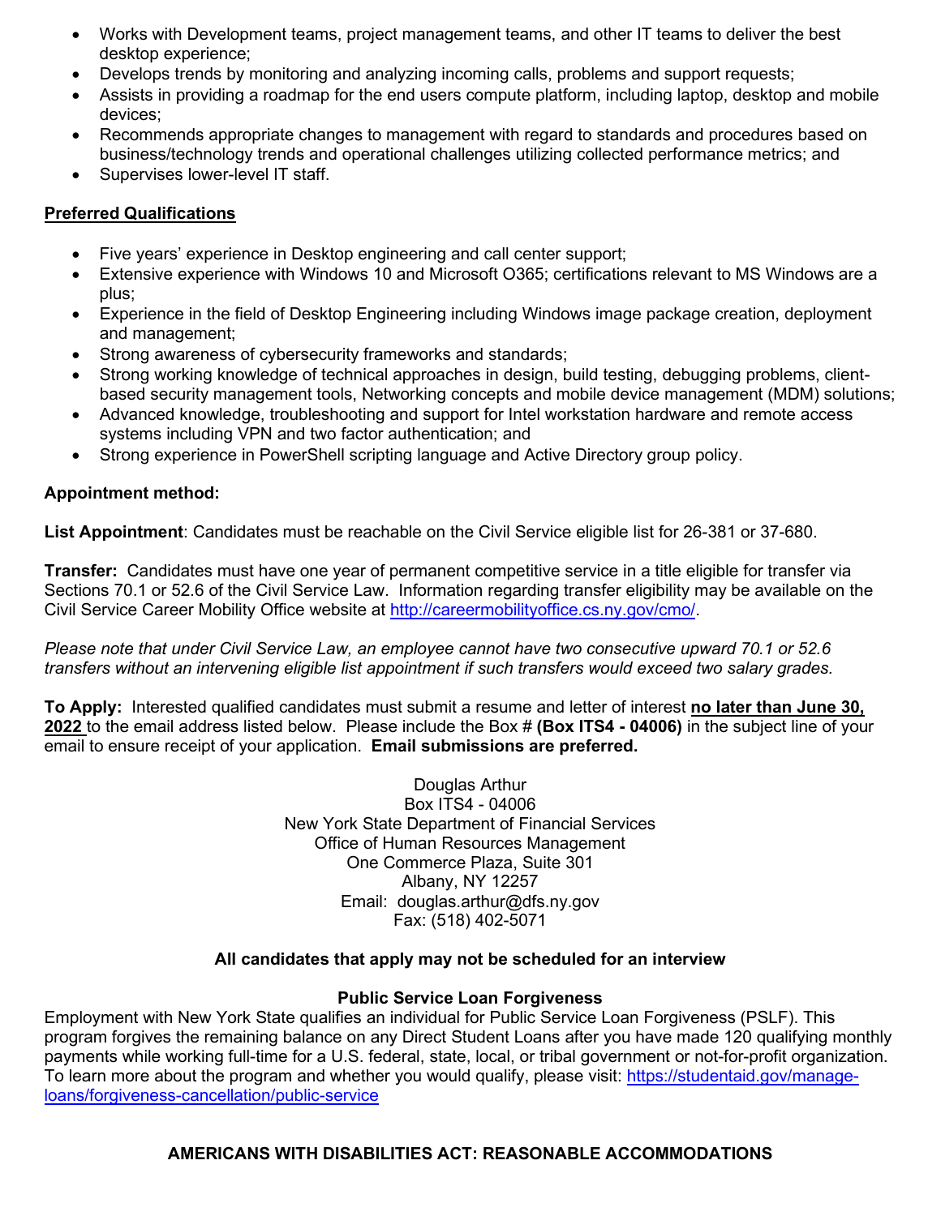- Works with Development teams, project management teams, and other IT teams to deliver the best desktop experience;
- Develops trends by monitoring and analyzing incoming calls, problems and support requests;
- Assists in providing a roadmap for the end users compute platform, including laptop, desktop and mobile devices;
- Recommends appropriate changes to management with regard to standards and procedures based on business/technology trends and operational challenges utilizing collected performance metrics; and
- Supervises lower-level IT staff.

**Preferred Qualifications**

- Five years' experience in Desktop engineering and call center support;
- Extensive experience with Windows 10 and Microsoft O365; certifications relevant to MS Windows are a plus;
- Experience in the field of Desktop Engineering including Windows image package creation, deployment and management;
- Strong awareness of cybersecurity frameworks and standards;
- Strong working knowledge of technical approaches in design, build testing, debugging problems, client-based security management tools, Networking concepts and mobile device management (MDM) solutions;
- Advanced knowledge, troubleshooting and support for Intel workstation hardware and remote access systems including VPN and two factor authentication; and
- Strong experience in PowerShell scripting language and Active Directory group policy.

**Appointment method:**

**List Appointment**: Candidates must be reachable on the Civil Service eligible list for 26-381 or 37-680.

**Transfer:** Candidates must have one year of permanent competitive service in a title eligible for transfer via Sections 70.1 or 52.6 of the Civil Service Law. Information regarding transfer eligibility may be available on the Civil Service Career Mobility Office website at http://careermobilityoffice.cs.ny.gov/cmo/.

*Please note that under Civil Service Law, an employee cannot have two consecutive upward 70.1 or 52.6 transfers without an intervening eligible list appointment if such transfers would exceed two salary grades.*

**To Apply:** Interested qualified candidates must submit a resume and letter of interest **no later than June 30, 2022** to the email address listed below. Please include the Box # **(Box ITS4 - 04006)** in the subject line of your email to ensure receipt of your application. **Email submissions are preferred.**

Douglas Arthur
Box ITS4 - 04006
New York State Department of Financial Services
Office of Human Resources Management
One Commerce Plaza, Suite 301
Albany, NY 12257
Email: douglas.arthur@dfs.ny.gov
Fax: (518) 402-5071

**All candidates that apply may not be scheduled for an interview**

**Public Service Loan Forgiveness**

Employment with New York State qualifies an individual for Public Service Loan Forgiveness (PSLF). This program forgives the remaining balance on any Direct Student Loans after you have made 120 qualifying monthly payments while working full-time for a U.S. federal, state, local, or tribal government or not-for-profit organization. To learn more about the program and whether you would qualify, please visit: https://studentaid.gov/manage-loans/forgiveness-cancellation/public-service

**AMERICANS WITH DISABILITIES ACT: REASONABLE ACCOMMODATIONS**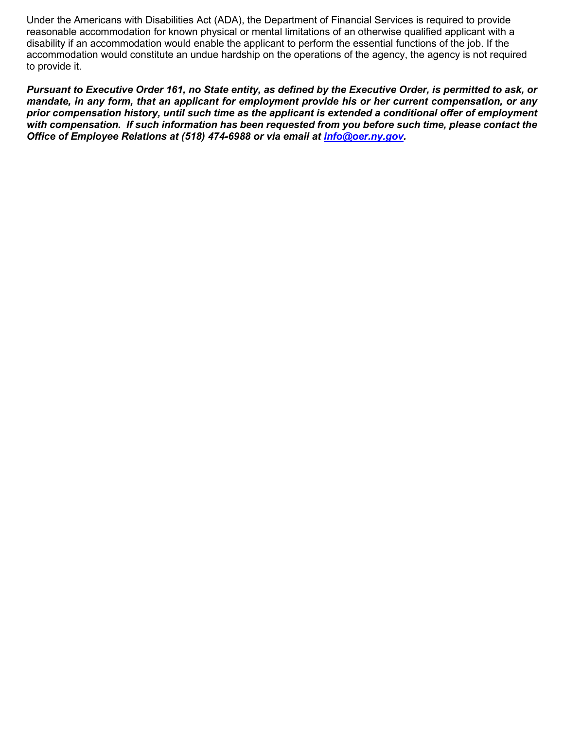Under the Americans with Disabilities Act (ADA), the Department of Financial Services is required to provide reasonable accommodation for known physical or mental limitations of an otherwise qualified applicant with a disability if an accommodation would enable the applicant to perform the essential functions of the job. If the accommodation would constitute an undue hardship on the operations of the agency, the agency is not required to provide it.

***Pursuant to Executive Order 161, no State entity, as defined by the Executive Order, is permitted to ask, or mandate, in any form, that an applicant for employment provide his or her current compensation, or any prior compensation history, until such time as the applicant is extended a conditional offer of employment with compensation. If such information has been requested from you before such time, please contact the Office of Employee Relations at (518) 474-6988 or via email at info@oer.ny.gov.***